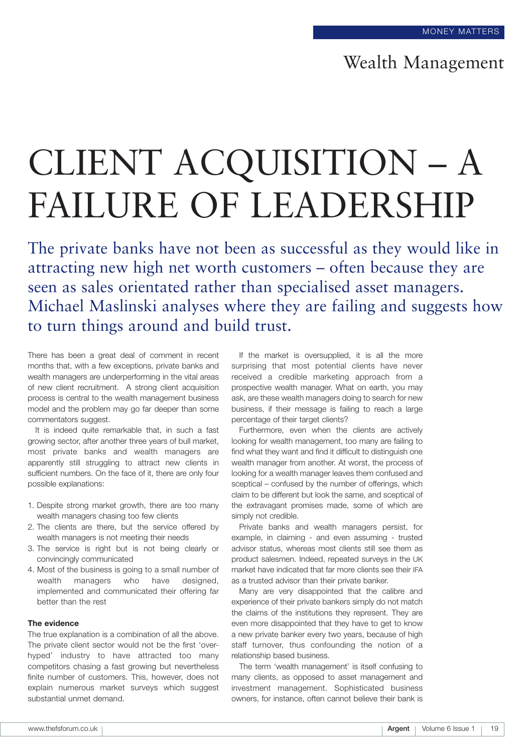# CLIENT ACQUISITION – A FAILURE OF LEADERSHIP

The private banks have not been as successful as they would like in attracting new high net worth customers – often because they are seen as sales orientated rather than specialised asset managers. Michael Maslinski analyses where they are failing and suggests how to turn things around and build trust.

There has been a great deal of comment in recent months that, with a few exceptions, private banks and wealth managers are underperforming in the vital areas of new client recruitment. A strong client acquisition process is central to the wealth management business model and the problem may go far deeper than some commentators suggest.

It is indeed quite remarkable that, in such a fast growing sector, after another three years of bull market, most private banks and wealth managers are apparently still struggling to attract new clients in sufficient numbers. On the face of it, there are only four possible explanations:

1. Despite strong market growth, there are too many wealth managers chasing too few clients
2. The clients are there, but the service offered by wealth managers is not meeting their needs
3. The service is right but is not being clearly or convincingly communicated
4. Most of the business is going to a small number of wealth managers who have designed, implemented and communicated their offering far better than the rest

**The evidence**

The true explanation is a combination of all the above. The private client sector would not be the first 'over-hyped' industry to have attracted too many competitors chasing a fast growing but nevertheless finite number of customers. This, however, does not explain numerous market surveys which suggest substantial unmet demand.

If the market is oversupplied, it is all the more surprising that most potential clients have never received a credible marketing approach from a prospective wealth manager. What on earth, you may ask, are these wealth managers doing to search for new business, if their message is failing to reach a large percentage of their target clients?

Furthermore, even when the clients are actively looking for wealth management, too many are failing to find what they want and find it difficult to distinguish one wealth manager from another. At worst, the process of looking for a wealth manager leaves them confused and sceptical – confused by the number of offerings, which claim to be different but look the same, and sceptical of the extravagant promises made, some of which are simply not credible.

Private banks and wealth managers persist, for example, in claiming - and even assuming - trusted advisor status, whereas most clients still see them as product salesmen. Indeed, repeated surveys in the UK market have indicated that far more clients see their IFA as a trusted advisor than their private banker.

Many are very disappointed that the calibre and experience of their private bankers simply do not match the claims of the institutions they represent. They are even more disappointed that they have to get to know a new private banker every two years, because of high staff turnover, thus confounding the notion of a relationship based business.

The term 'wealth management' is itself confusing to many clients, as opposed to asset management and investment management. Sophisticated business owners, for instance, often cannot believe their bank is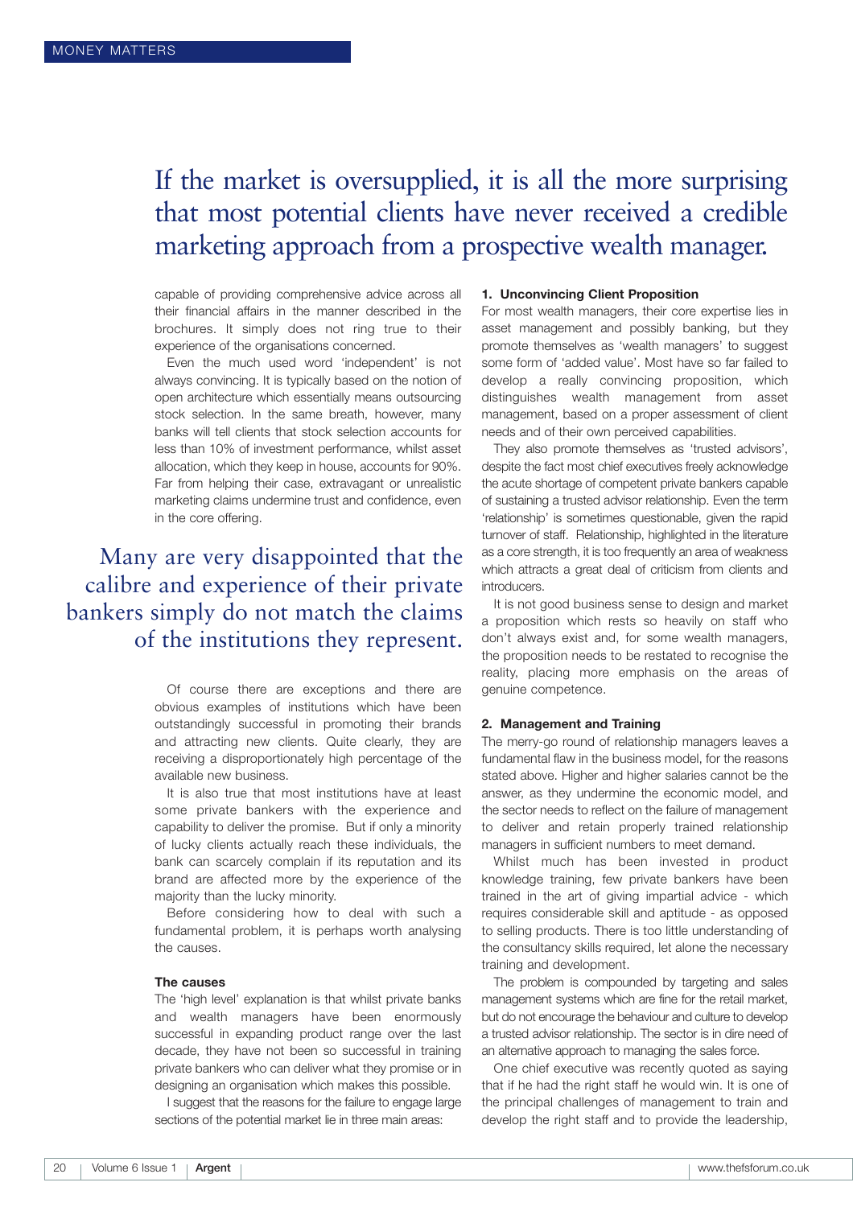If the market is oversupplied, it is all the more surprising that most potential clients have never received a credible marketing approach from a prospective wealth manager.

capable of providing comprehensive advice across all their financial affairs in the manner described in the brochures. It simply does not ring true to their experience of the organisations concerned.

Even the much used word 'independent' is not always convincing. It is typically based on the notion of open architecture which essentially means outsourcing stock selection. In the same breath, however, many banks will tell clients that stock selection accounts for less than 10% of investment performance, whilst asset allocation, which they keep in house, accounts for 90%. Far from helping their case, extravagant or unrealistic marketing claims undermine trust and confidence, even in the core offering.

Many are very disappointed that the calibre and experience of their private bankers simply do not match the claims of the institutions they represent.

Of course there are exceptions and there are obvious examples of institutions which have been outstandingly successful in promoting their brands and attracting new clients. Quite clearly, they are receiving a disproportionately high percentage of the available new business.

It is also true that most institutions have at least some private bankers with the experience and capability to deliver the promise. But if only a minority of lucky clients actually reach these individuals, the bank can scarcely complain if its reputation and its brand are affected more by the experience of the majority than the lucky minority.

Before considering how to deal with such a fundamental problem, it is perhaps worth analysing the causes.

**The causes**

The 'high level' explanation is that whilst private banks and wealth managers have been enormously successful in expanding product range over the last decade, they have not been so successful in training private bankers who can deliver what they promise or in designing an organisation which makes this possible.

I suggest that the reasons for the failure to engage large sections of the potential market lie in three main areas:

**1. Unconvincing Client Proposition**

For most wealth managers, their core expertise lies in asset management and possibly banking, but they promote themselves as 'wealth managers' to suggest some form of 'added value'. Most have so far failed to develop a really convincing proposition, which distinguishes wealth management from asset management, based on a proper assessment of client needs and of their own perceived capabilities.

They also promote themselves as 'trusted advisors', despite the fact most chief executives freely acknowledge the acute shortage of competent private bankers capable of sustaining a trusted advisor relationship. Even the term 'relationship' is sometimes questionable, given the rapid turnover of staff. Relationship, highlighted in the literature as a core strength, it is too frequently an area of weakness which attracts a great deal of criticism from clients and introducers.

It is not good business sense to design and market a proposition which rests so heavily on staff who don't always exist and, for some wealth managers, the proposition needs to be restated to recognise the reality, placing more emphasis on the areas of genuine competence.

**2. Management and Training**

The merry-go round of relationship managers leaves a fundamental flaw in the business model, for the reasons stated above. Higher and higher salaries cannot be the answer, as they undermine the economic model, and the sector needs to reflect on the failure of management to deliver and retain properly trained relationship managers in sufficient numbers to meet demand.

Whilst much has been invested in product knowledge training, few private bankers have been trained in the art of giving impartial advice - which requires considerable skill and aptitude - as opposed to selling products. There is too little understanding of the consultancy skills required, let alone the necessary training and development.

The problem is compounded by targeting and sales management systems which are fine for the retail market, but do not encourage the behaviour and culture to develop a trusted advisor relationship. The sector is in dire need of an alternative approach to managing the sales force.

One chief executive was recently quoted as saying that if he had the right staff he would win. It is one of the principal challenges of management to train and develop the right staff and to provide the leadership,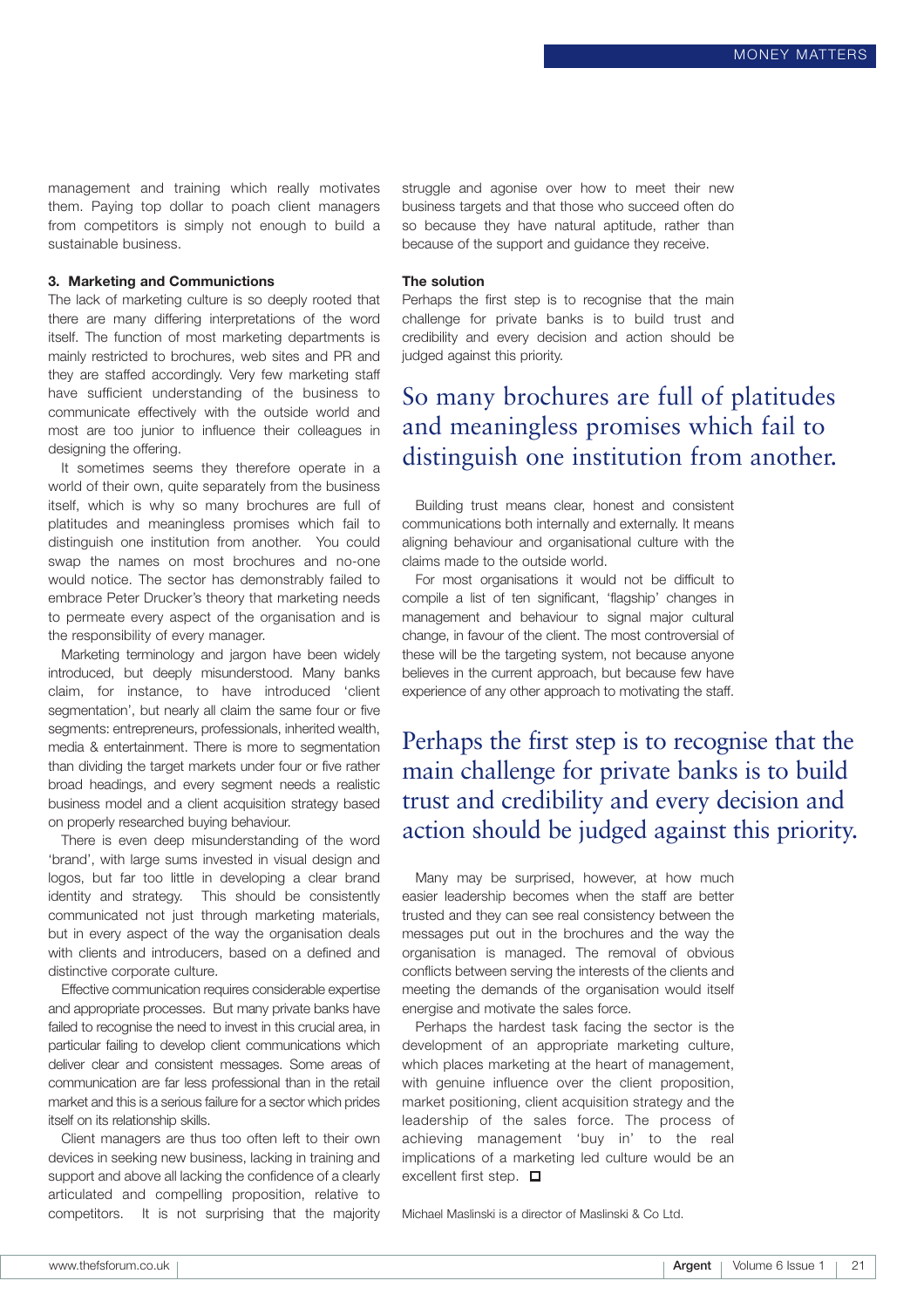management and training which really motivates them. Paying top dollar to poach client managers from competitors is simply not enough to build a sustainable business.

**3. Marketing and Communictions**

The lack of marketing culture is so deeply rooted that there are many differing interpretations of the word itself. The function of most marketing departments is mainly restricted to brochures, web sites and PR and they are staffed accordingly. Very few marketing staff have sufficient understanding of the business to communicate effectively with the outside world and most are too junior to influence their colleagues in designing the offering.

It sometimes seems they therefore operate in a world of their own, quite separately from the business itself, which is why so many brochures are full of platitudes and meaningless promises which fail to distinguish one institution from another. You could swap the names on most brochures and no-one would notice. The sector has demonstrably failed to embrace Peter Drucker's theory that marketing needs to permeate every aspect of the organisation and is the responsibility of every manager.

Marketing terminology and jargon have been widely introduced, but deeply misunderstood. Many banks claim, for instance, to have introduced 'client segmentation', but nearly all claim the same four or five segments: entrepreneurs, professionals, inherited wealth, media & entertainment. There is more to segmentation than dividing the target markets under four or five rather broad headings, and every segment needs a realistic business model and a client acquisition strategy based on properly researched buying behaviour.

There is even deep misunderstanding of the word 'brand', with large sums invested in visual design and logos, but far too little in developing a clear brand identity and strategy. This should be consistently communicated not just through marketing materials, but in every aspect of the way the organisation deals with clients and introducers, based on a defined and distinctive corporate culture.

Effective communication requires considerable expertise and appropriate processes. But many private banks have failed to recognise the need to invest in this crucial area, in particular failing to develop client communications which deliver clear and consistent messages. Some areas of communication are far less professional than in the retail market and this is a serious failure for a sector which prides itself on its relationship skills.

Client managers are thus too often left to their own devices in seeking new business, lacking in training and support and above all lacking the confidence of a clearly articulated and compelling proposition, relative to competitors. It is not surprising that the majority struggle and agonise over how to meet their new business targets and that those who succeed often do so because they have natural aptitude, rather than because of the support and guidance they receive.

**The solution**

Perhaps the first step is to recognise that the main challenge for private banks is to build trust and credibility and every decision and action should be judged against this priority.

> So many brochures are full of platitudes and meaningless promises which fail to distinguish one institution from another.

Building trust means clear, honest and consistent communications both internally and externally. It means aligning behaviour and organisational culture with the claims made to the outside world.

For most organisations it would not be difficult to compile a list of ten significant, 'flagship' changes in management and behaviour to signal major cultural change, in favour of the client. The most controversial of these will be the targeting system, not because anyone believes in the current approach, but because few have experience of any other approach to motivating the staff.

> Perhaps the first step is to recognise that the main challenge for private banks is to build trust and credibility and every decision and action should be judged against this priority.

Many may be surprised, however, at how much easier leadership becomes when the staff are better trusted and they can see real consistency between the messages put out in the brochures and the way the organisation is managed. The removal of obvious conflicts between serving the interests of the clients and meeting the demands of the organisation would itself energise and motivate the sales force.

Perhaps the hardest task facing the sector is the development of an appropriate marketing culture, which places marketing at the heart of management, with genuine influence over the client proposition, market positioning, client acquisition strategy and the leadership of the sales force. The process of achieving management 'buy in' to the real implications of a marketing led culture would be an excellent first step. □

Michael Maslinski is a director of Maslinski & Co Ltd.